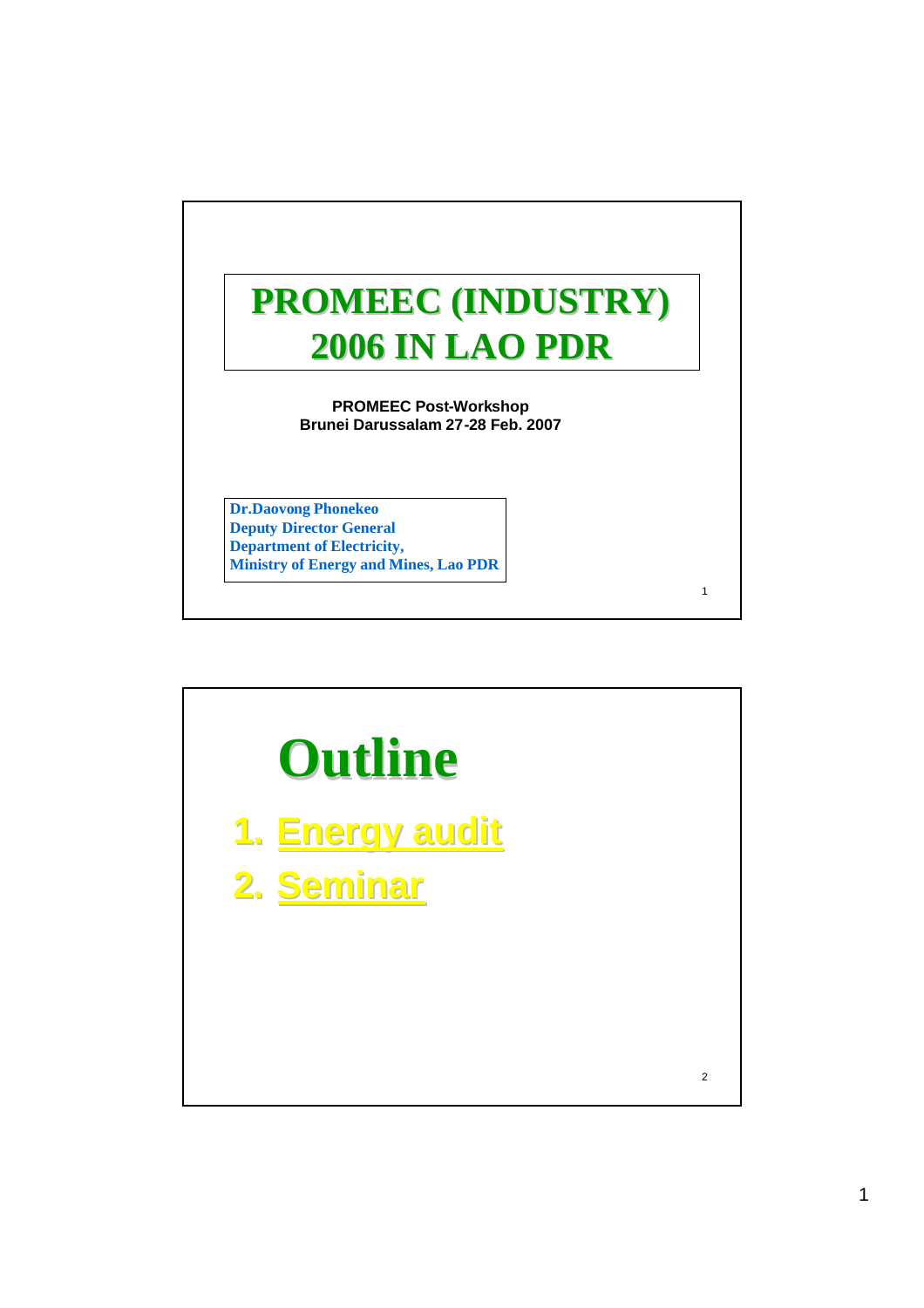# PROMEEC (INDUSTRY) 2006 IN LAO PDR

**PROMEEC Post-Workshop**
**Brunei Darussalam 27-28 Feb. 2007**

**Dr.Daovong Phonekeo**
**Deputy Director General**
**Department of Electricity,**
**Ministry of Energy and Mines, Lao PDR**

# Outline

1. Energy audit
2. Seminar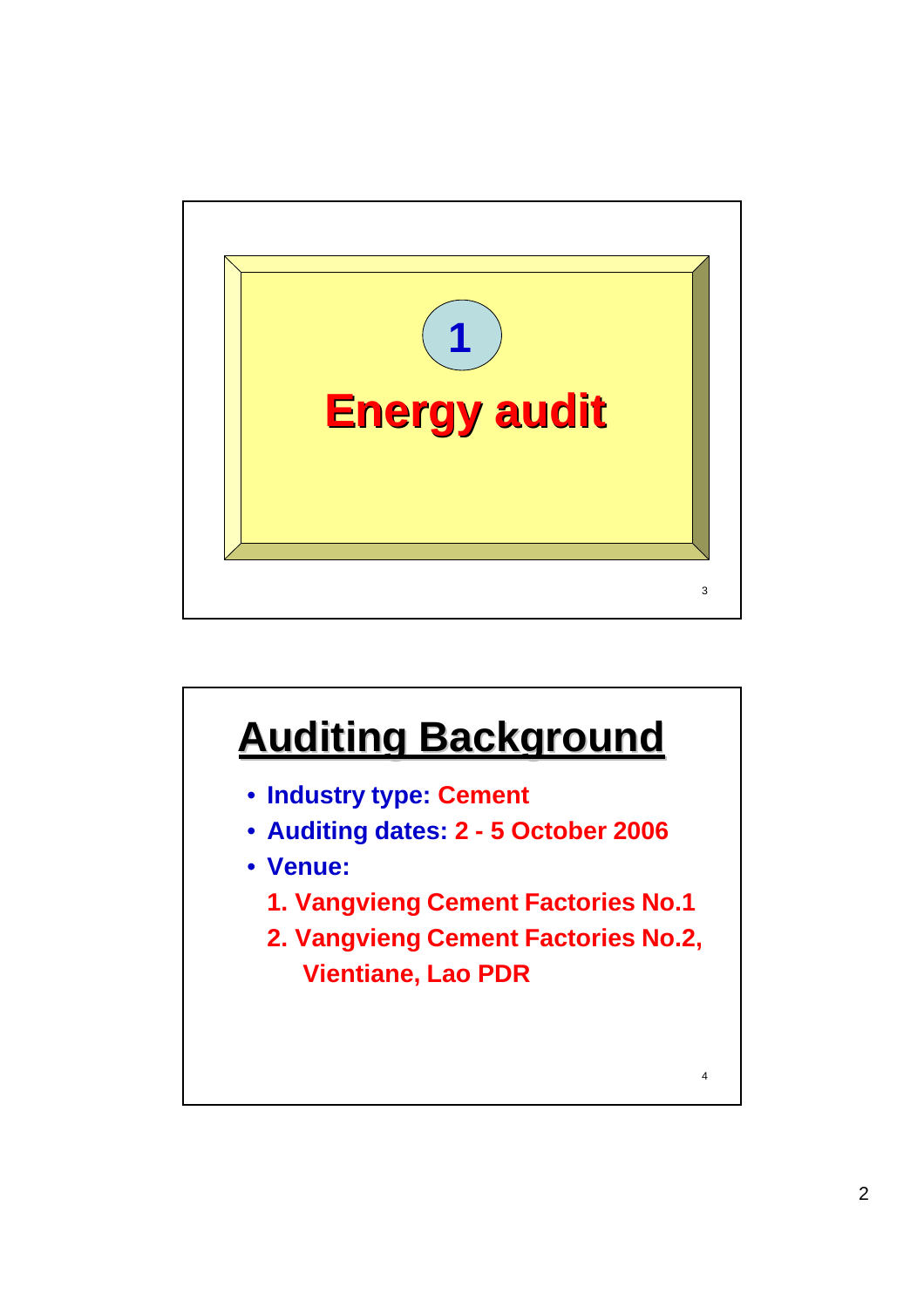# 1

# Energy audit

## Auditing Background

- **Industry type: Cement**
- **Auditing dates: 2 - 5 October 2006**
- **Venue:**
  1. **Vangvieng Cement Factories No.1**
  2. **Vangvieng Cement Factories No.2, Vientiane, Lao PDR**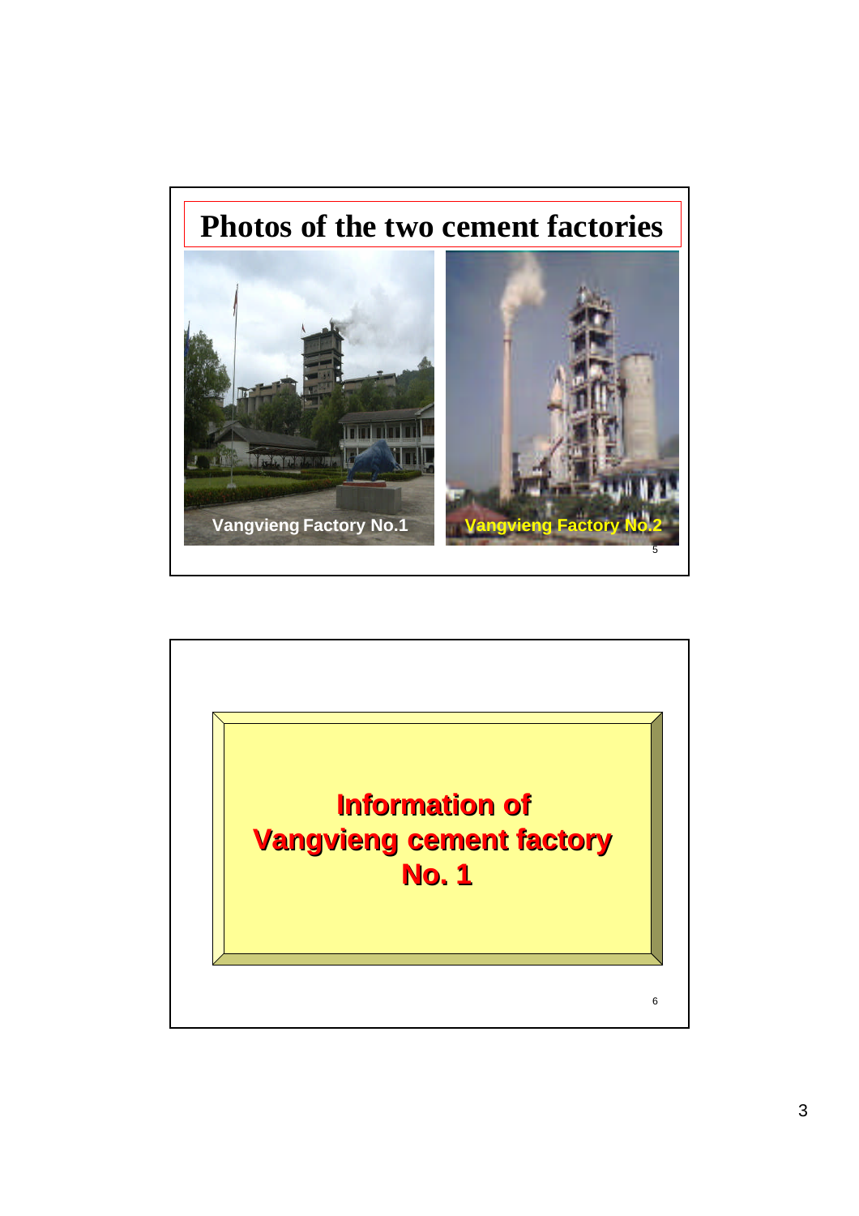# Photos of the two cement factories

Vangvieng Factory No.1

Vangvieng Factory No.2

**Information of Vangvieng cement factory No. 1**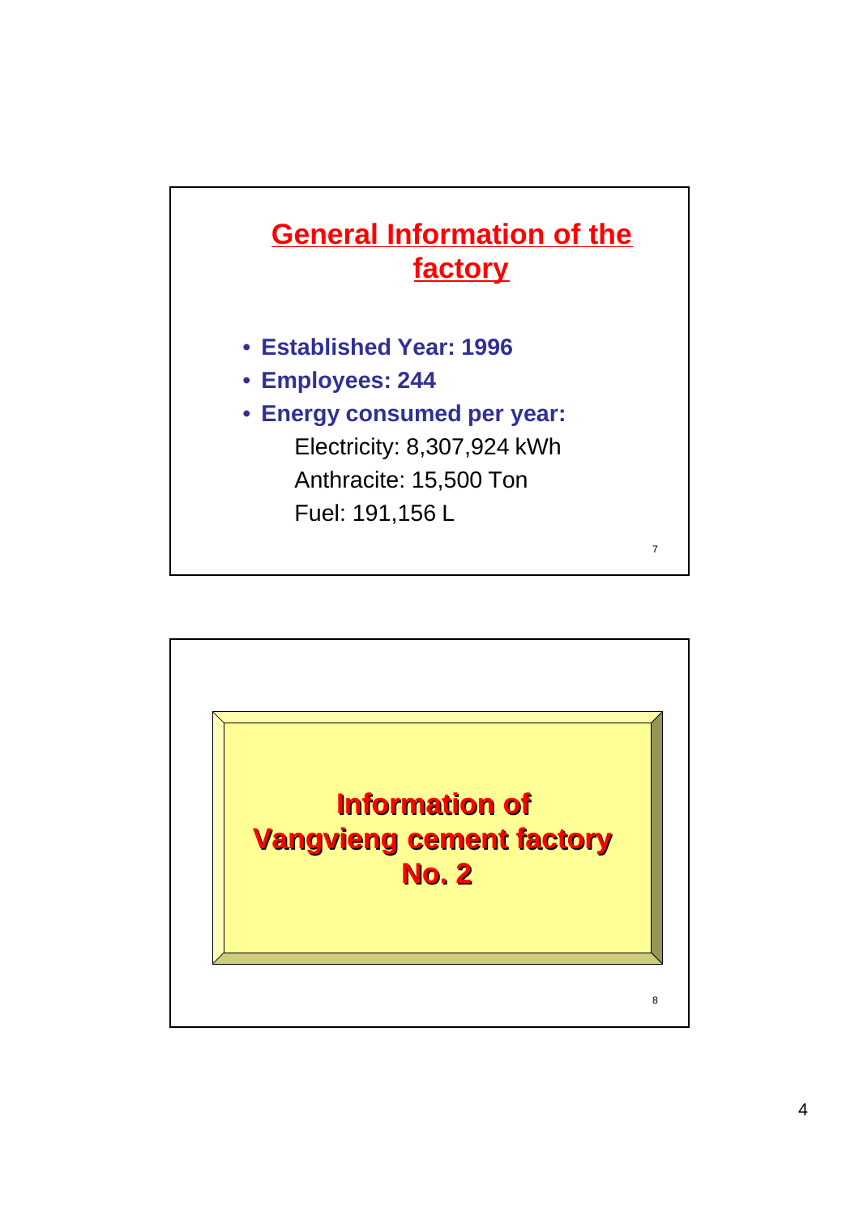## General Information of the factory

- **Established Year: 1996**
- **Employees: 244**
- **Energy consumed per year:**

  Electricity: 8,307,924 kWh

  Anthracite: 15,500 Ton

  Fuel: 191,156 L

## Information of Vangvieng cement factory No. 2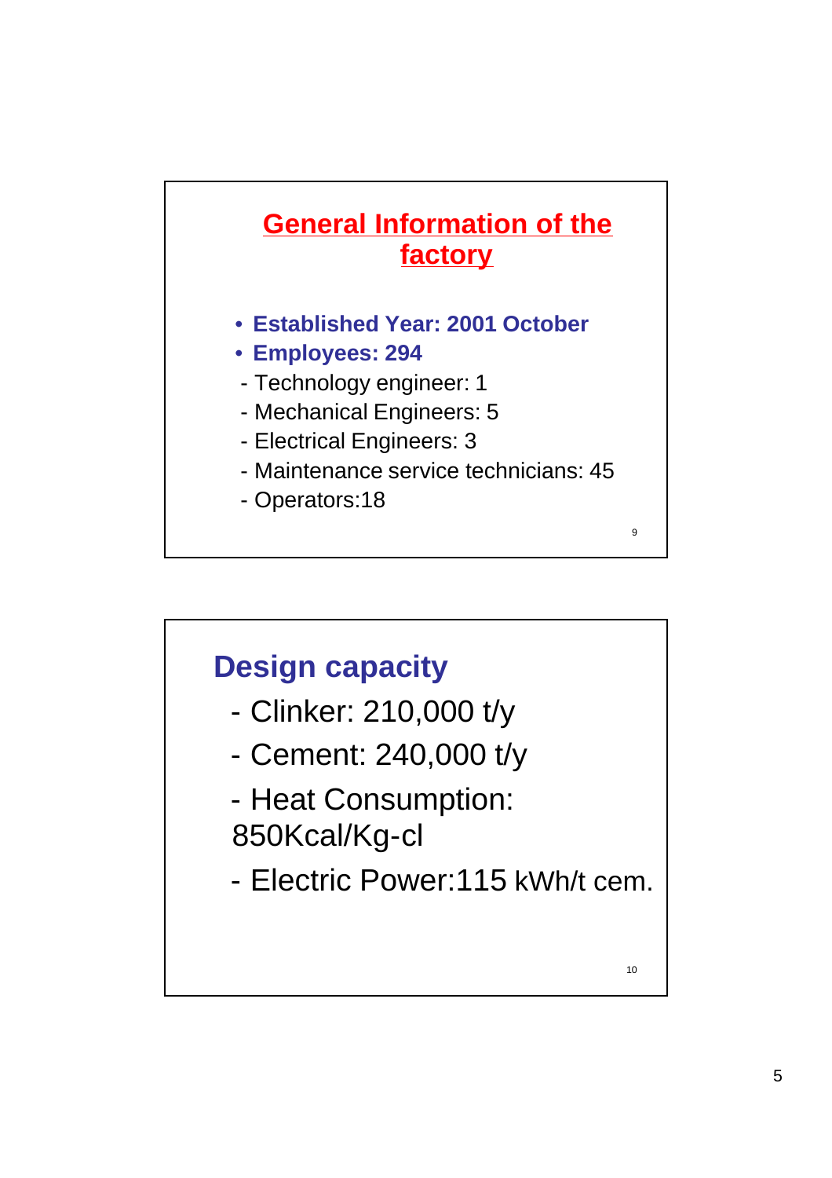## General Information of the factory

- **Established Year: 2001 October**
- **Employees: 294**

- Technology engineer: 1
- Mechanical Engineers: 5
- Electrical Engineers: 3
- Maintenance service technicians: 45
- Operators:18

## Design capacity

- Clinker: 210,000 t/y
- Cement: 240,000 t/y
- Heat Consumption: 850Kcal/Kg-cl
- Electric Power:115 kWh/t cem.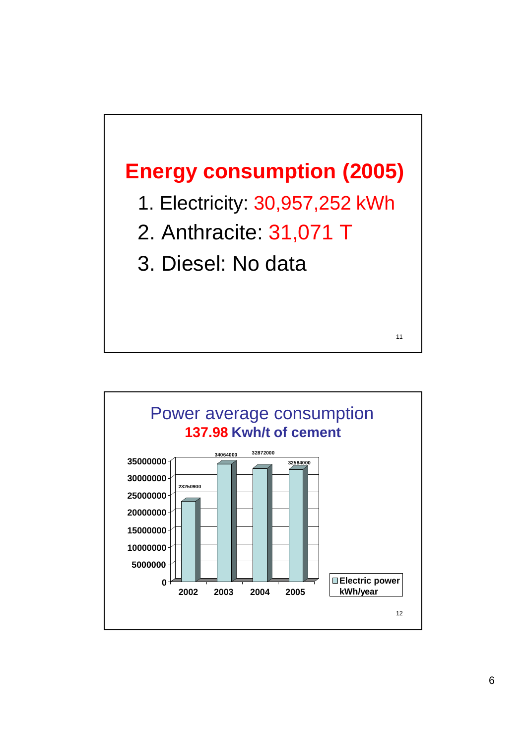## Energy consumption (2005)

1. Electricity: 30,957,252 kWh
2. Anthracite: 31,071 T
3. Diesel: No data

## Power average consumption

**137.98 Kwh/t of cement**

| Year | Electric power kWh/year |
|---|---|
| 2002 | 23250900 |
| 2003 | 34064000 |
| 2004 | 32872000 |
| 2005 | 32584000 |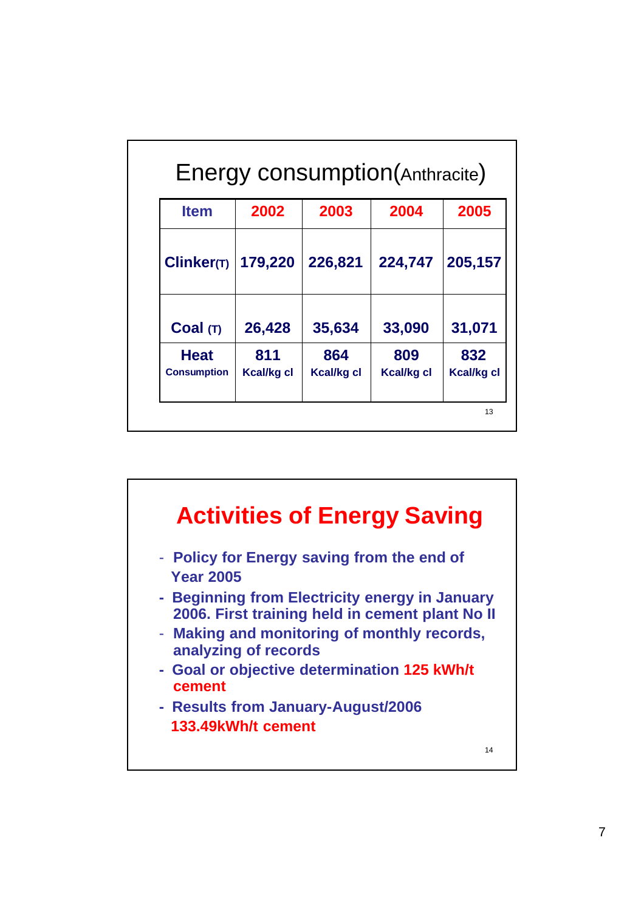## Energy consumption(Anthracite)

| Item | 2002 | 2003 | 2004 | 2005 |
|---|---|---|---|---|
| Clinker(T) | 179,220 | 226,821 | 224,747 | 205,157 |
| Coal (T) | 26,428 | 35,634 | 33,090 | 31,071 |
| Heat Consumption | 811 Kcal/kg cl | 864 Kcal/kg cl | 809 Kcal/kg cl | 832 Kcal/kg cl |

## Activities of Energy Saving

- Policy for Energy saving from the end of Year 2005
- Beginning from Electricity energy in January 2006. First training held in cement plant No II
- Making and monitoring of monthly records, analyzing of records
- Goal or objective determination 125 kWh/t cement
- Results from January-August/2006 133.49kWh/t cement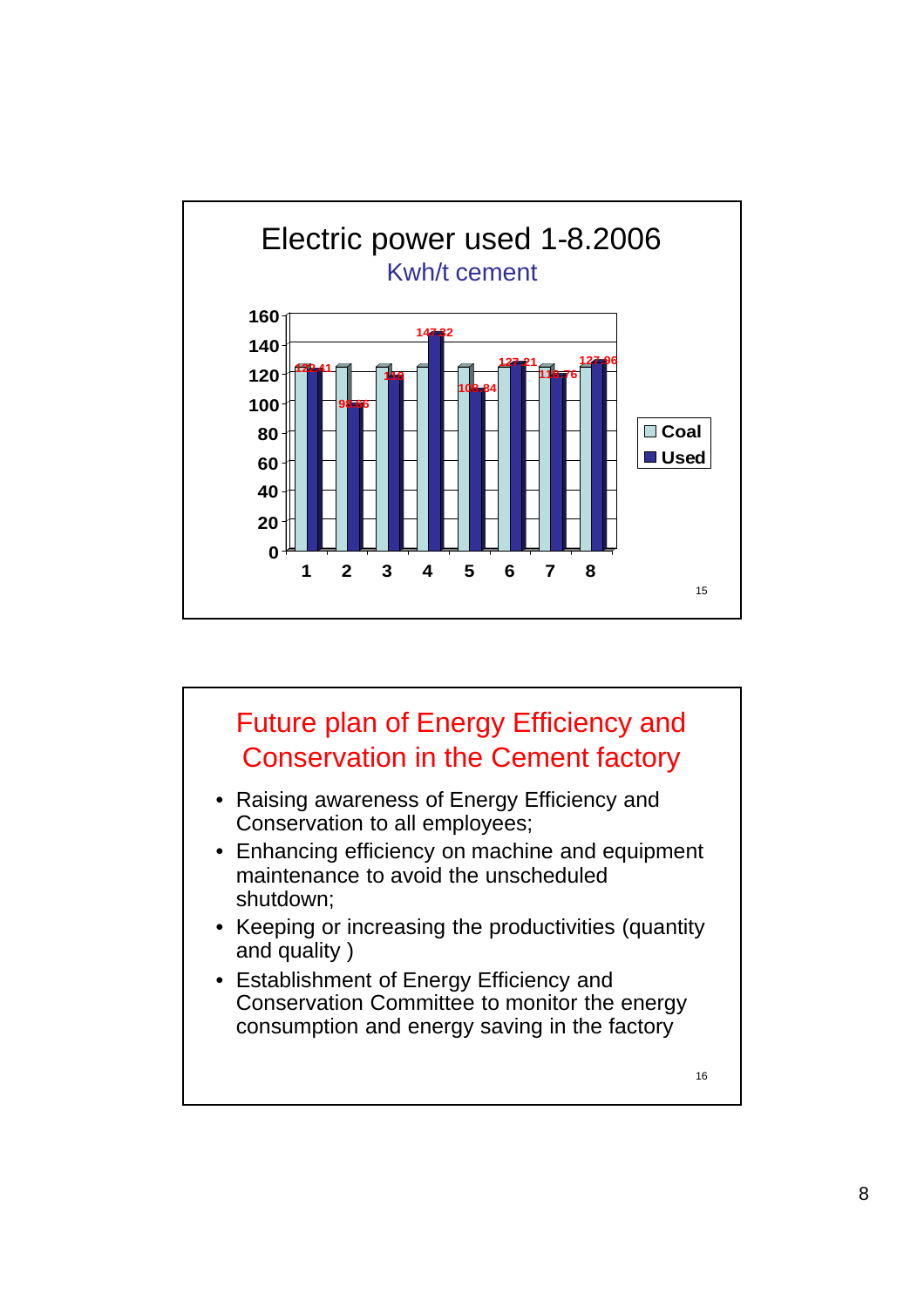## Electric power used 1-8.2006

Kwh/t cement

| Month | Coal | Used |
|---|---|---|
| 1 | | 122.41 |
| 2 | | 98.66 |
| 3 | | 118 |
| 4 | | 147.32 |
| 5 | | 108.84 |
| 6 | | 127.21 |
| 7 | | 118.76 |
| 8 | | 127.96 |

## Future plan of Energy Efficiency and Conservation in the Cement factory

- Raising awareness of Energy Efficiency and Conservation to all employees;
- Enhancing efficiency on machine and equipment maintenance to avoid the unscheduled shutdown;
- Keeping or increasing the productivities (quantity and quality )
- Establishment of Energy Efficiency and Conservation Committee to monitor the energy consumption and energy saving in the factory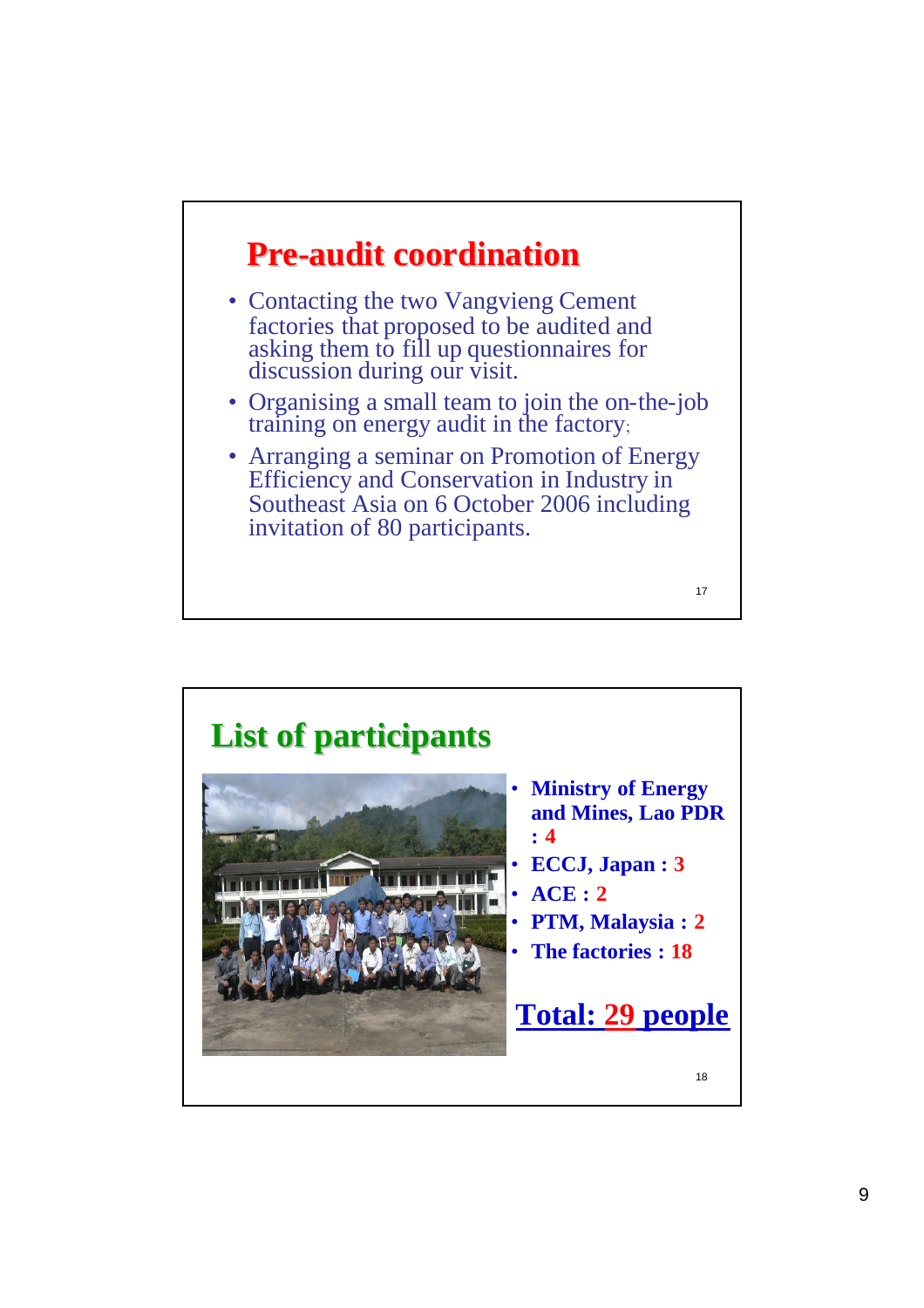## Pre-audit coordination

- Contacting the two Vangvieng Cement factories that proposed to be audited and asking them to fill up questionnaires for discussion during our visit.
- Organising a small team to join the on-the-job training on energy audit in the factory;
- Arranging a seminar on Promotion of Energy Efficiency and Conservation in Industry in Southeast Asia on 6 October 2006 including invitation of 80 participants.

## List of participants

- **Ministry of Energy and Mines, Lao PDR : 4**
- **ECCJ, Japan : 3**
- **ACE : 2**
- **PTM, Malaysia : 2**
- **The factories : 18**

**Total: 29 people**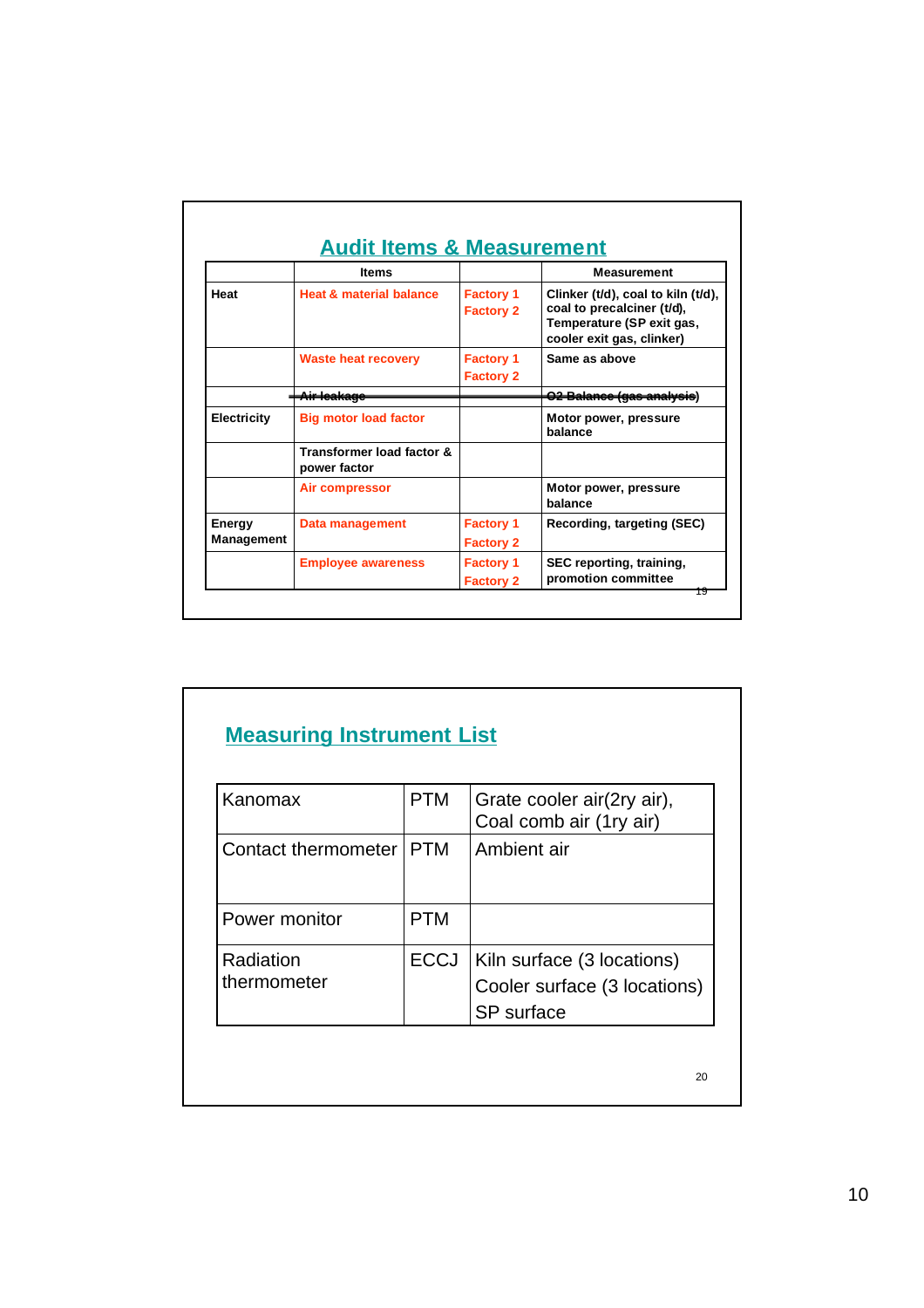## Audit Items & Measurement

| | Items | | Measurement |
|---|---|---|---|
| Heat | Heat & material balance | Factory 1<br>Factory 2 | Clinker (t/d), coal to kiln (t/d), coal to precalciner (t/d), Temperature (SP exit gas, cooler exit gas, clinker) |
| | Waste heat recovery | Factory 1<br>Factory 2 | Same as above |
| | ~~Air leakage~~ | | ~~O2 Balance (gas analysis)~~ |
| Electricity | Big motor load factor | | Motor power, pressure balance |
| | Transformer load factor & power factor | | |
| | Air compressor | | Motor power, pressure balance |
| Energy Management | Data management | Factory 1<br>Factory 2 | Recording, targeting (SEC) |
| | Employee awareness | Factory 1<br>Factory 2 | SEC reporting, training, promotion committee |

## Measuring Instrument List

| | | |
|---|---|---|
| Kanomax | PTM | Grate cooler air(2ry air), Coal comb air (1ry air) |
| Contact thermometer | PTM | Ambient air |
| Power monitor | PTM | |
| Radiation thermometer | ECCJ | Kiln surface (3 locations)<br>Cooler surface (3 locations)<br>SP surface |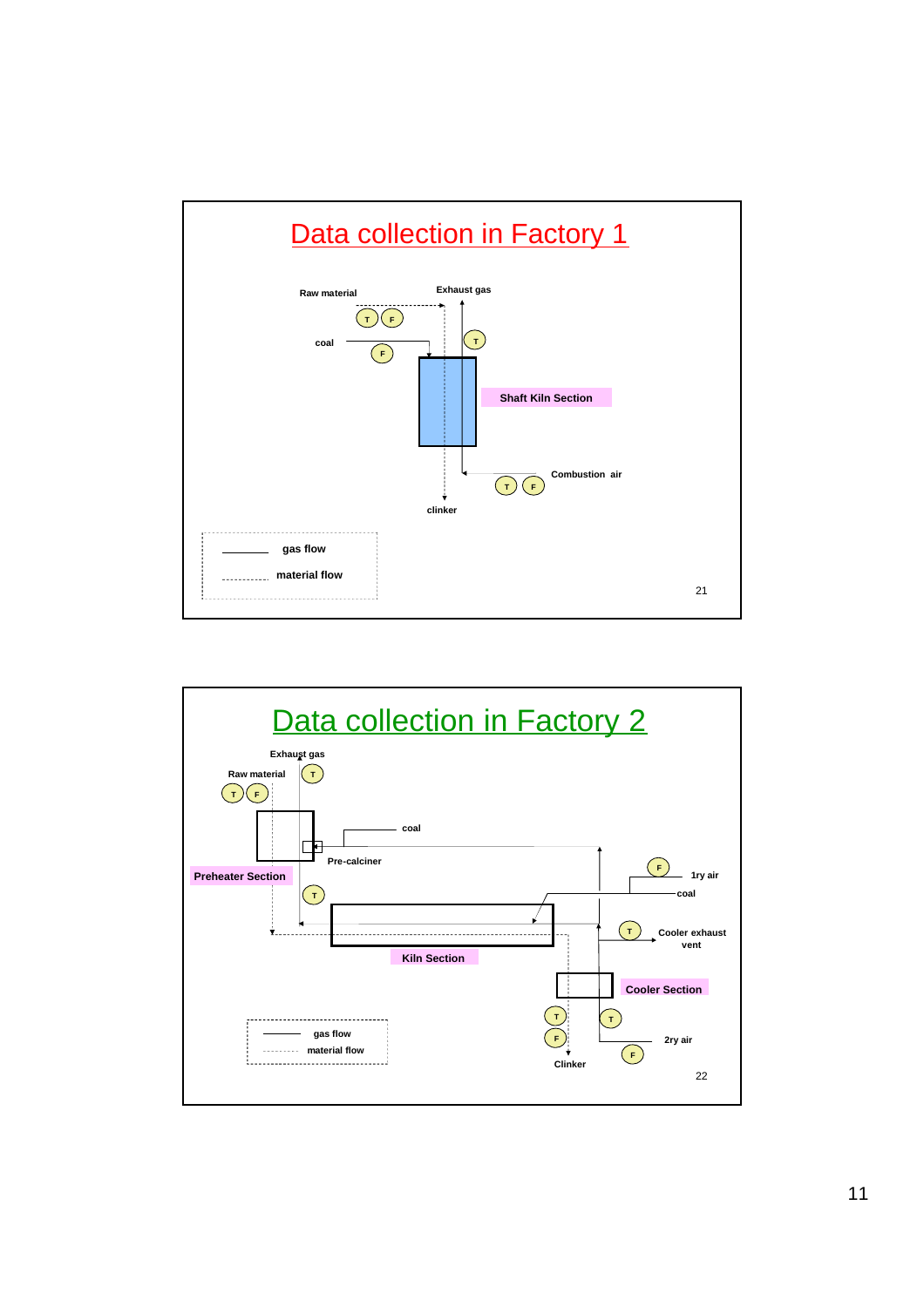## Data collection in Factory 1

Raw material

Exhaust gas

T F

coal

T

F

Shaft Kiln Section

Combustion air

T F

clinker

gas flow

material flow

## Data collection in Factory 2

Exhaust gas

Raw material

T

T F

coal

Pre-calciner

Preheater Section

F

1ry air

T

coal

T

Cooler exhaust vent

Kiln Section

Cooler Section

T

T

F

2ry air

F

Clinker

gas flow

material flow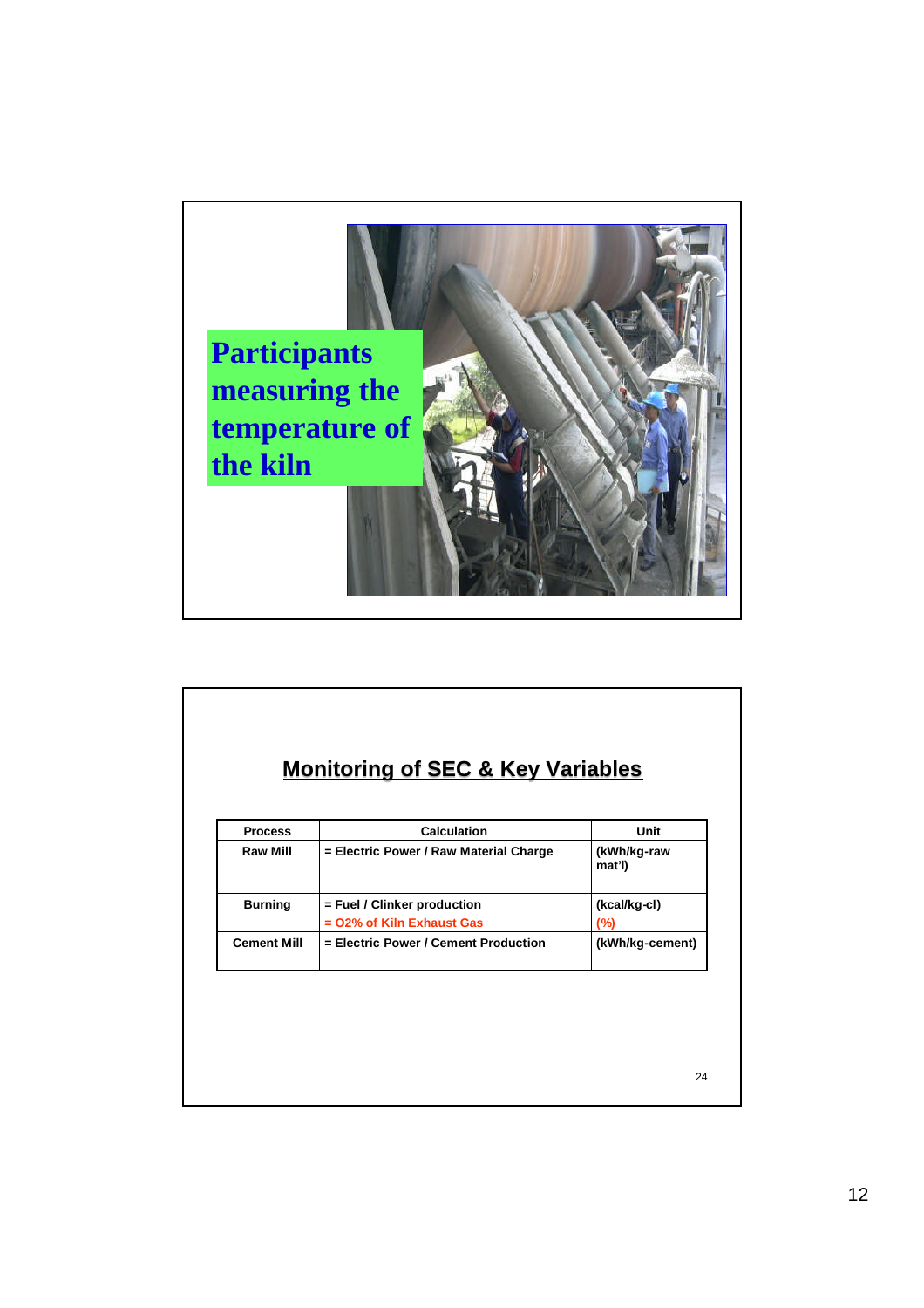**Participants measuring the temperature of the kiln**

## Monitoring of SEC & Key Variables

| Process | Calculation | Unit |
|---|---|---|
| Raw Mill | = Electric Power / Raw Material Charge | (kWh/kg-raw mat'l) |
| Burning | = Fuel / Clinker production<br>= O2% of Kiln Exhaust Gas | (kcal/kg-cl)<br>(%) |
| Cement Mill | = Electric Power / Cement Production | (kWh/kg-cement) |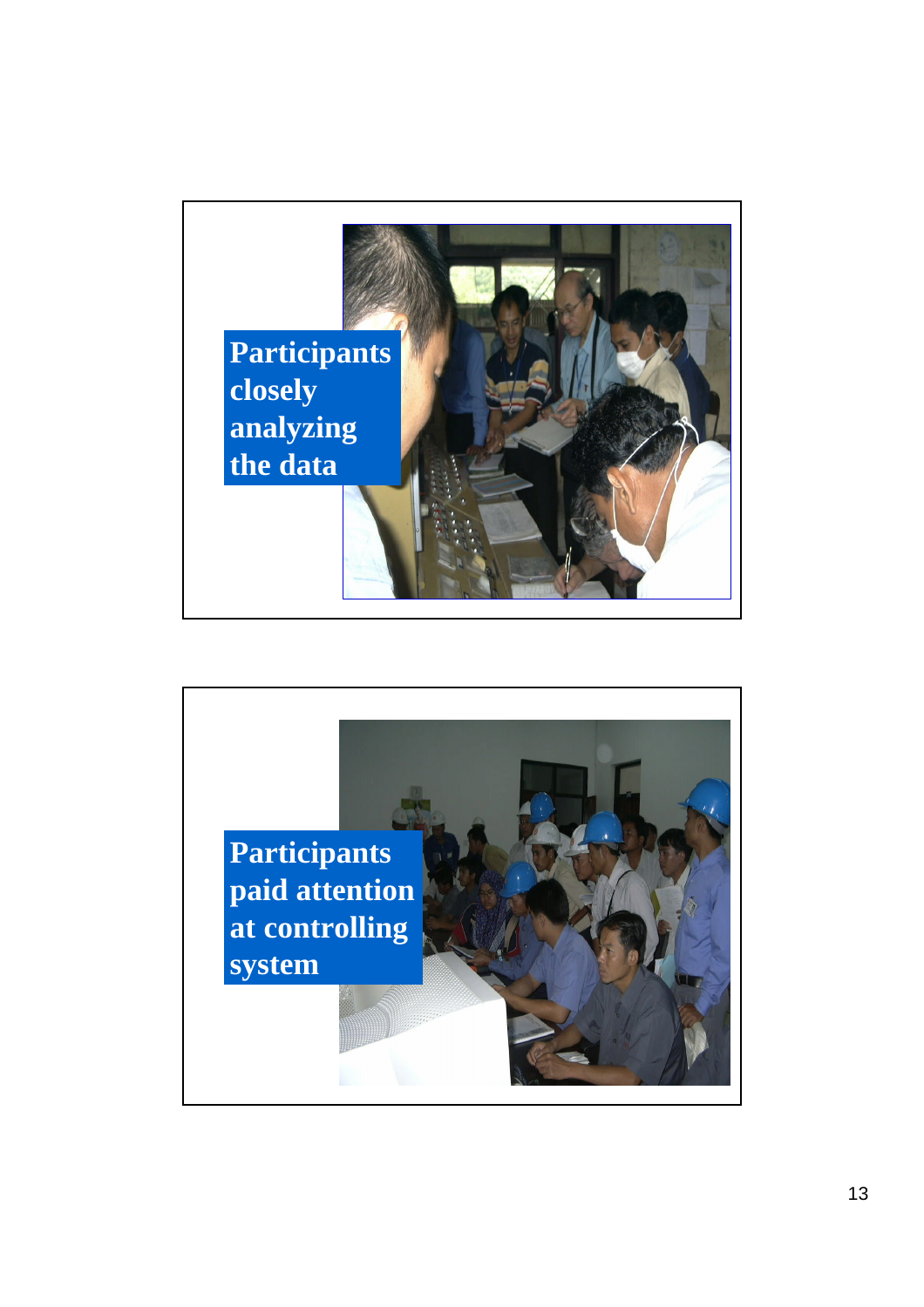Participants closely analyzing the data

Participants paid attention at controlling system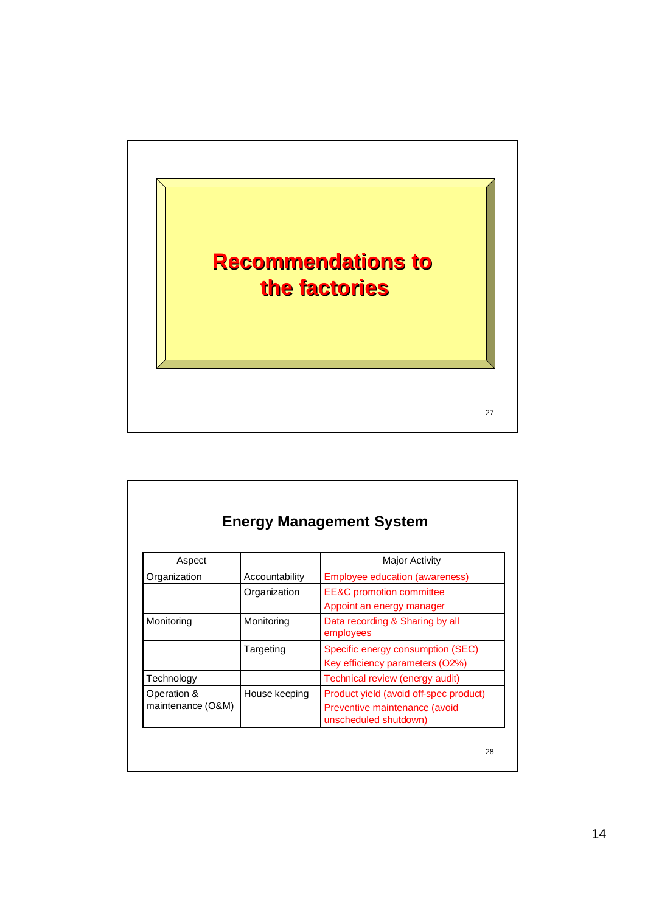# Recommendations to the factories

## Energy Management System

| Aspect | | Major Activity |
|---|---|---|
| Organization | Accountability | Employee education (awareness) |
| | Organization | EE&C promotion committee<br>Appoint an energy manager |
| Monitoring | Monitoring | Data recording & Sharing by all employees |
| | Targeting | Specific energy consumption (SEC)<br>Key efficiency parameters (O2%) |
| Technology | | Technical review (energy audit) |
| Operation & maintenance (O&M) | House keeping | Product yield (avoid off-spec product)<br>Preventive maintenance (avoid unscheduled shutdown) |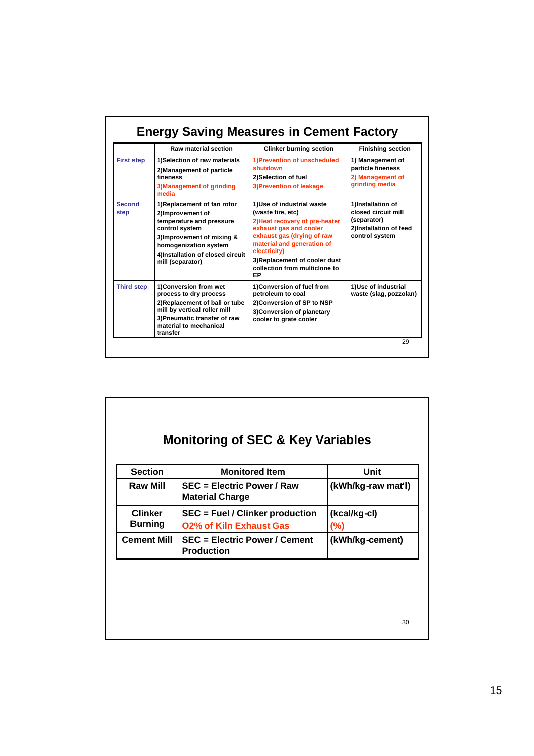## Energy Saving Measures in Cement Factory

| | Raw material section | Clinker burning section | Finishing section |
|---|---|---|---|
| First step | 1)Selection of raw materials<br>2)Management of particle fineness<br>3)Management of grinding media | 1)Prevention of unscheduled shutdown<br>2)Selection of fuel<br>3)Prevention of leakage | 1) Management of particle fineness<br>2) Management of grinding media |
| Second step | 1)Replacement of fan rotor<br>2)Improvement of temperature and pressure control system<br>3)Improvement of mixing & homogenization system<br>4)Installation of closed circuit mill (separator) | 1)Use of industrial waste (waste tire, etc)<br>2)Heat recovery of pre-heater exhaust gas and cooler exhaust gas (drying of raw material and generation of electricity)<br>3)Replacement of cooler dust collection from multiclone to EP | 1)Installation of closed circuit mill (separator)<br>2)Installation of feed control system |
| Third step | 1)Conversion from wet process to dry process<br>2)Replacement of ball or tube mill by vertical roller mill<br>3)Pneumatic transfer of raw material to mechanical transfer | 1)Conversion of fuel from petroleum to coal<br>2)Conversion of SP to NSP<br>3)Conversion of planetary cooler to grate cooler | 1)Use of industrial waste (slag, pozzolan) |

## Monitoring of SEC & Key Variables

| Section | Monitored Item | Unit |
|---|---|---|
| Raw Mill | SEC = Electric Power / Raw Material Charge | (kWh/kg-raw mat'l) |
| Clinker Burning | SEC = Fuel / Clinker production<br>O2% of Kiln Exhaust Gas | (kcal/kg-cl)<br>(%) |
| Cement Mill | SEC = Electric Power / Cement Production | (kWh/kg-cement) |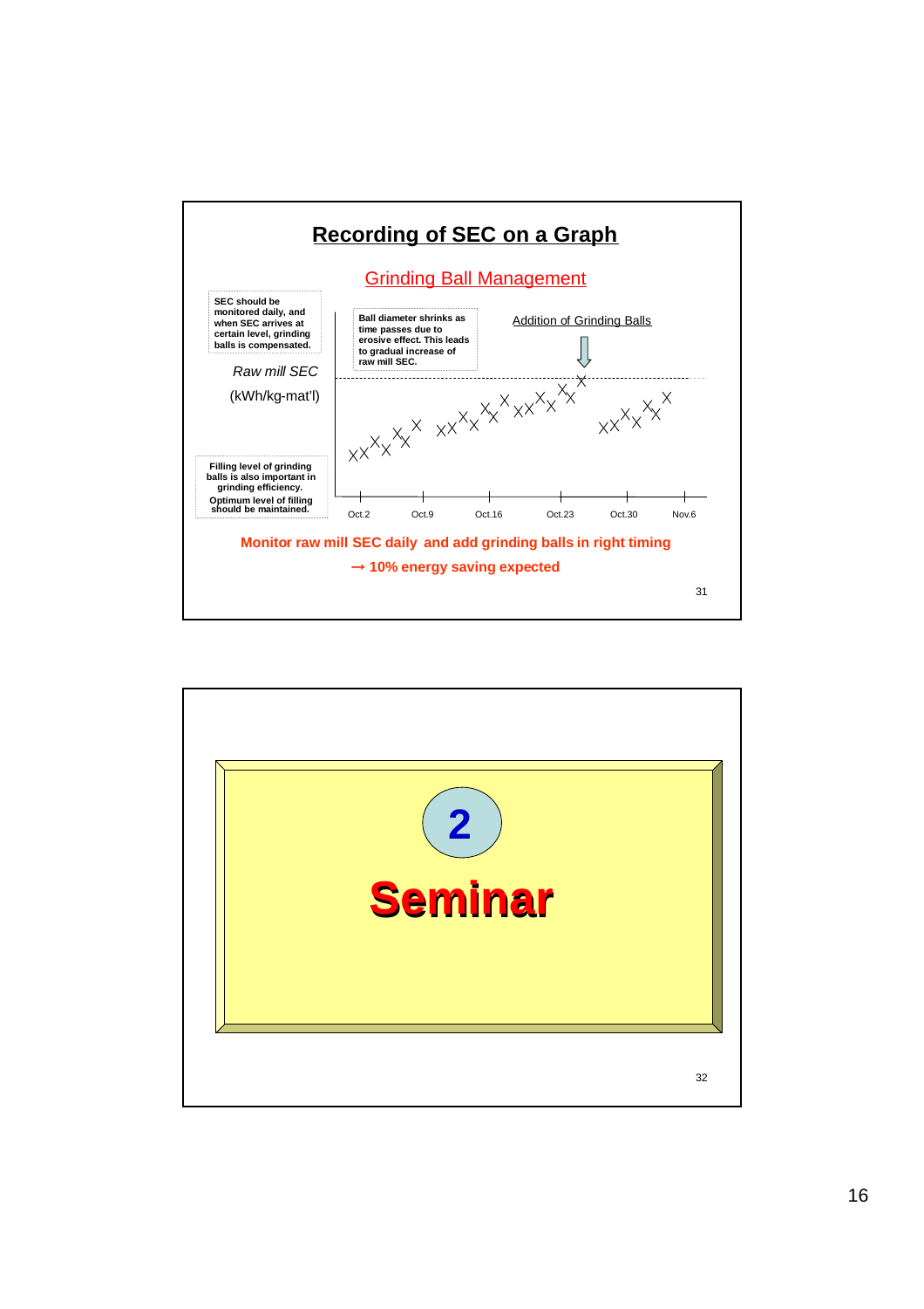## Recording of SEC on a Graph

### Grinding Ball Management

SEC should be monitored daily, and when SEC arrives at certain level, grinding balls is compensated.

Ball diameter shrinks as time passes due to erosive effect. This leads to gradual increase of raw mill SEC.

Addition of Grinding Balls

*Raw mill SEC*

(kWh/kg-mat'l)

Filling level of grinding balls is also important in grinding efficiency. Optimum level of filling should be maintained.

Oct.2 Oct.9 Oct.16 Oct.23 Oct.30 Nov.6

**Monitor raw mill SEC daily and add grinding balls in right timing**

**→ 10% energy saving expected**

---

# 2

# Seminar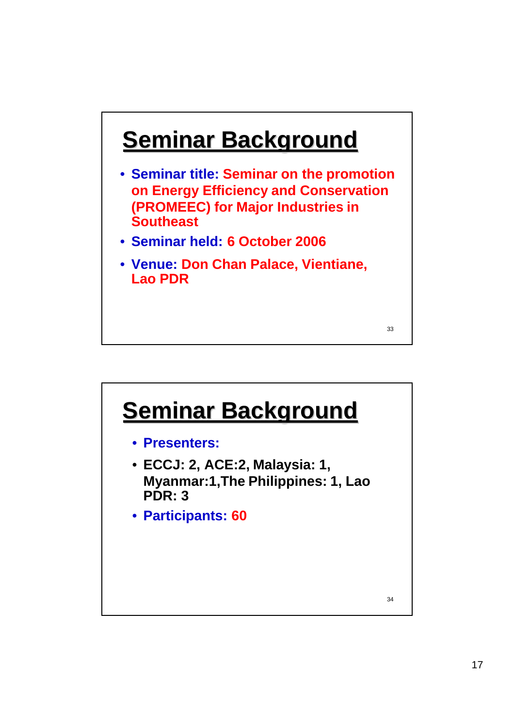## Seminar Background

- **Seminar title: Seminar on the promotion on Energy Efficiency and Conservation (PROMEEC) for Major Industries in Southeast**
- **Seminar held: 6 October 2006**
- **Venue: Don Chan Palace, Vientiane, Lao PDR**

## Seminar Background

- **Presenters:**
- **ECCJ: 2, ACE:2, Malaysia: 1, Myanmar:1,The Philippines: 1, Lao PDR: 3**
- **Participants: 60**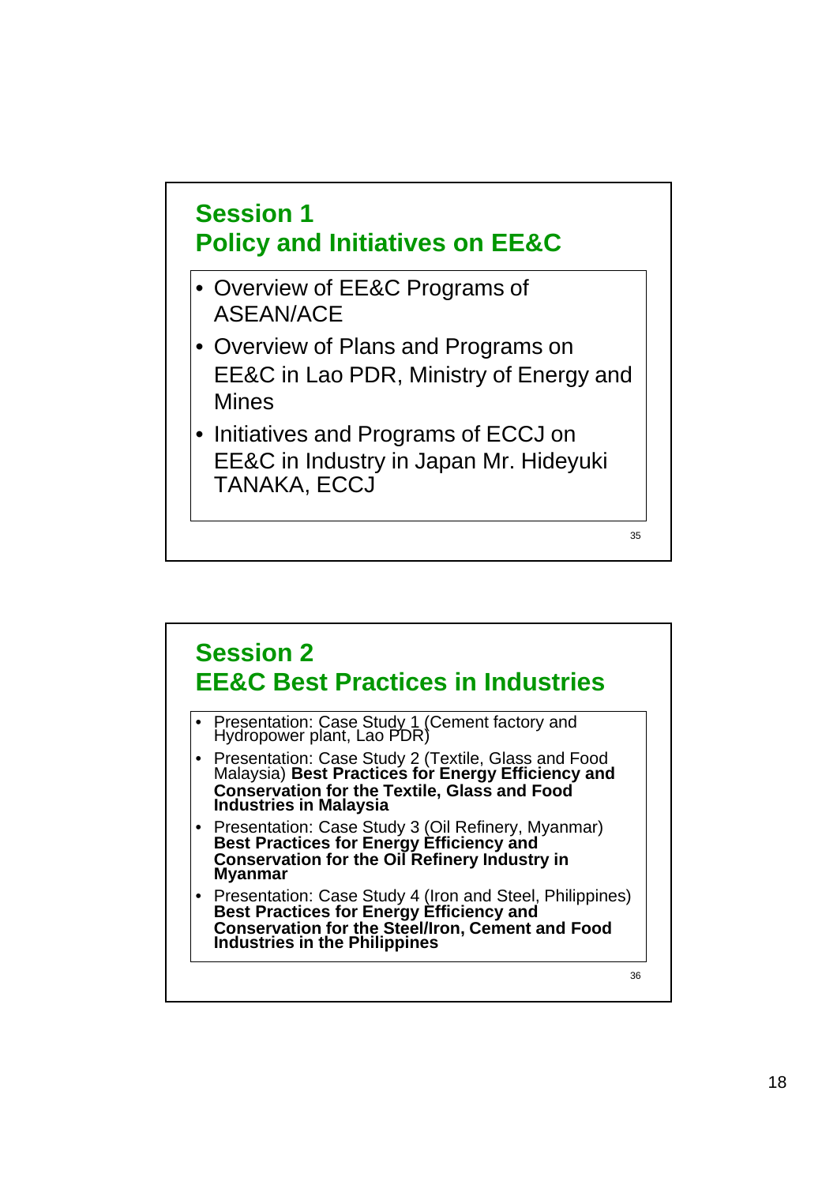## Session 1
## Policy and Initiatives on EE&C

- Overview of EE&C Programs of ASEAN/ACE
- Overview of Plans and Programs on EE&C in Lao PDR, Ministry of Energy and Mines
- Initiatives and Programs of ECCJ on EE&C in Industry in Japan Mr. Hideyuki TANAKA, ECCJ

## Session 2
## EE&C Best Practices in Industries

- Presentation: Case Study 1 (Cement factory and Hydropower plant, Lao PDR)
- Presentation: Case Study 2 (Textile, Glass and Food Malaysia) **Best Practices for Energy Efficiency and Conservation for the Textile, Glass and Food Industries in Malaysia**
- Presentation: Case Study 3 (Oil Refinery, Myanmar) **Best Practices for Energy Efficiency and Conservation for the Oil Refinery Industry in Myanmar**
- Presentation: Case Study 4 (Iron and Steel, Philippines) **Best Practices for Energy Efficiency and Conservation for the Steel/Iron, Cement and Food Industries in the Philippines**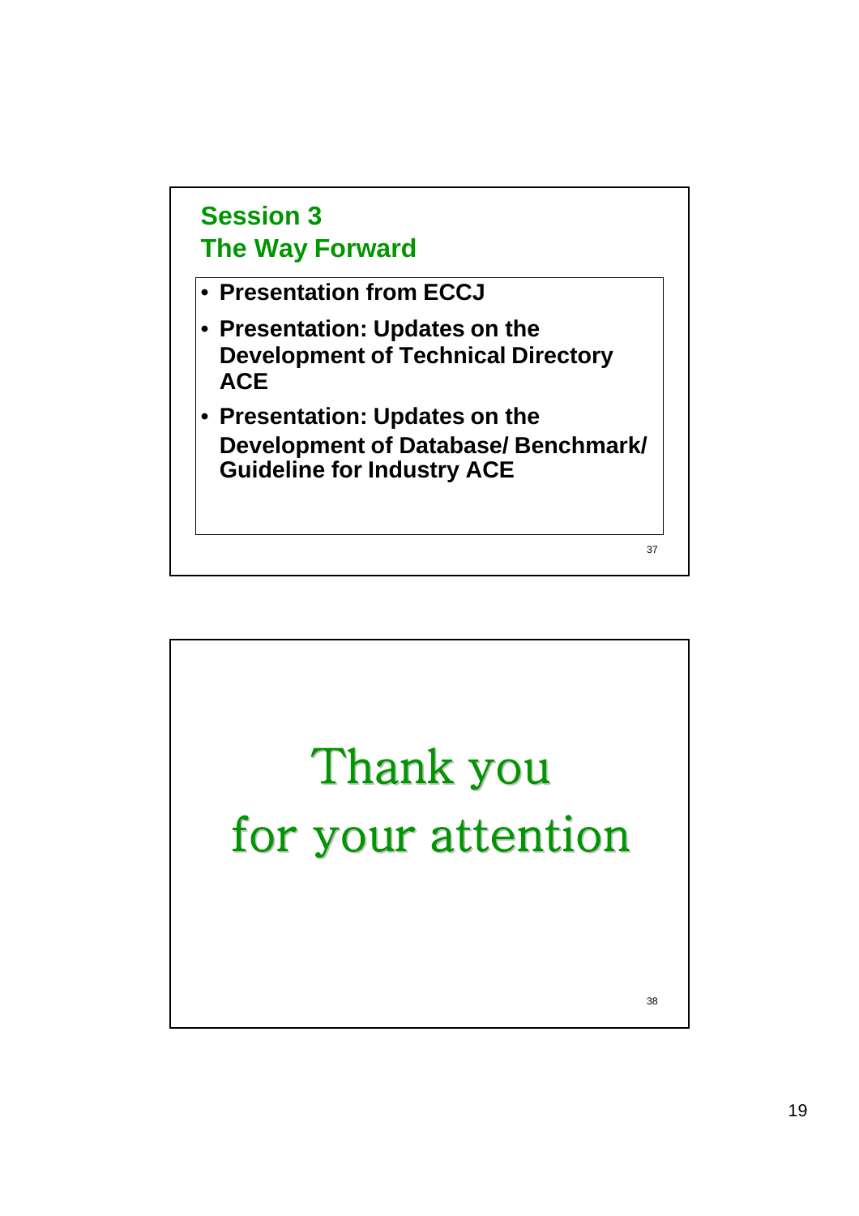## Session 3
## The Way Forward

- **Presentation from ECCJ**
- **Presentation: Updates on the Development of Technical Directory ACE**
- **Presentation: Updates on the Development of Database/ Benchmark/ Guideline for Industry ACE**

# Thank you for your attention